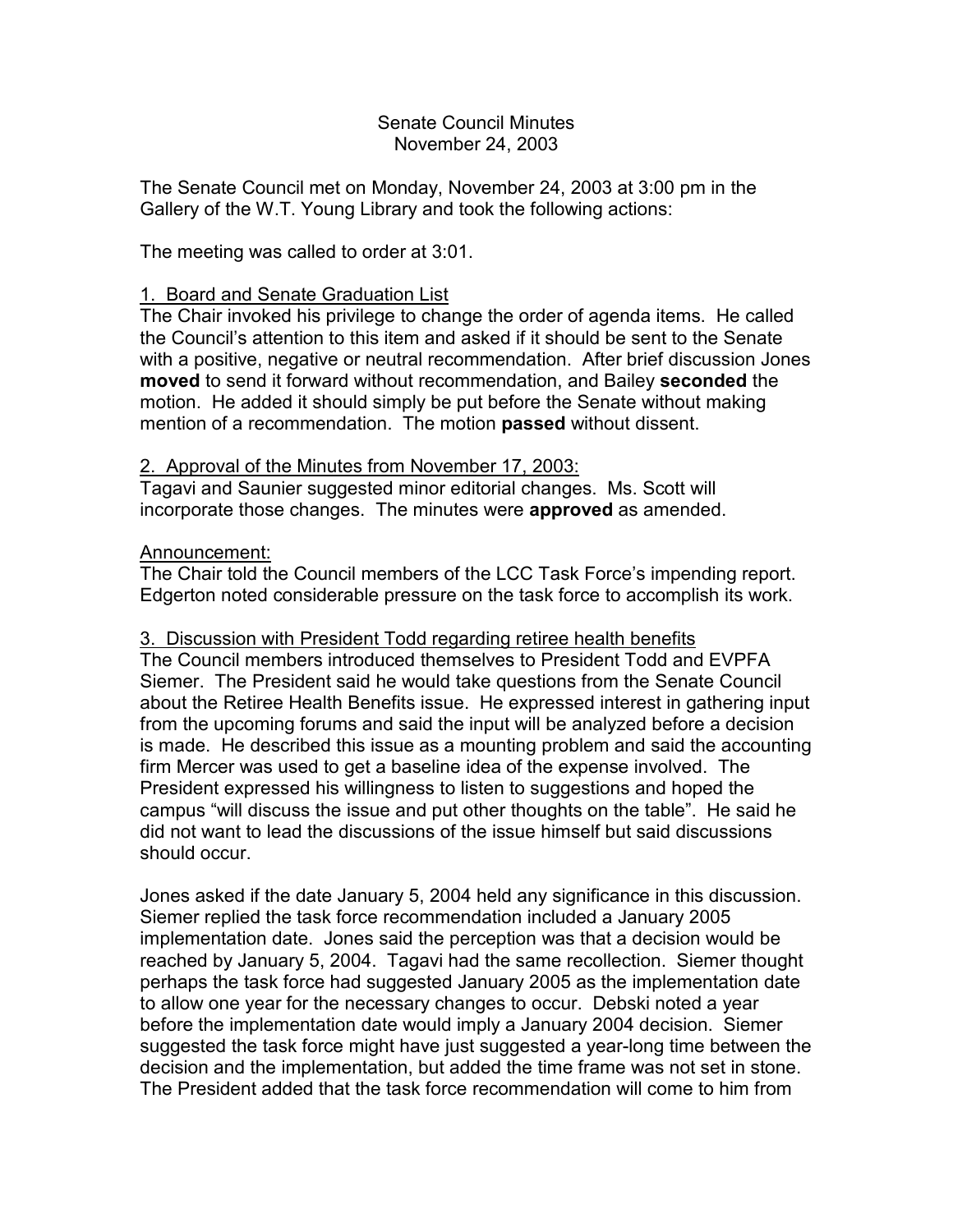# Senate Council Minutes
## November 24, 2003

The Senate Council met on Monday, November 24, 2003 at 3:00 pm in the Gallery of the W.T. Young Library and took the following actions:

The meeting was called to order at 3:01.

<u>1. Board and Senate Graduation List</u>

The Chair invoked his privilege to change the order of agenda items. He called the Council's attention to this item and asked if it should be sent to the Senate with a positive, negative or neutral recommendation. After brief discussion Jones **moved** to send it forward without recommendation, and Bailey **seconded** the motion. He added it should simply be put before the Senate without making mention of a recommendation. The motion **passed** without dissent.

<u>2. Approval of the Minutes from November 17, 2003:</u>

Tagavi and Saunier suggested minor editorial changes. Ms. Scott will incorporate those changes. The minutes were **approved** as amended.

<u>Announcement:</u>

The Chair told the Council members of the LCC Task Force's impending report. Edgerton noted considerable pressure on the task force to accomplish its work.

<u>3. Discussion with President Todd regarding retiree health benefits</u>

The Council members introduced themselves to President Todd and EVPFA Siemer. The President said he would take questions from the Senate Council about the Retiree Health Benefits issue. He expressed interest in gathering input from the upcoming forums and said the input will be analyzed before a decision is made. He described this issue as a mounting problem and said the accounting firm Mercer was used to get a baseline idea of the expense involved. The President expressed his willingness to listen to suggestions and hoped the campus "will discuss the issue and put other thoughts on the table". He said he did not want to lead the discussions of the issue himself but said discussions should occur.

Jones asked if the date January 5, 2004 held any significance in this discussion. Siemer replied the task force recommendation included a January 2005 implementation date. Jones said the perception was that a decision would be reached by January 5, 2004. Tagavi had the same recollection. Siemer thought perhaps the task force had suggested January 2005 as the implementation date to allow one year for the necessary changes to occur. Debski noted a year before the implementation date would imply a January 2004 decision. Siemer suggested the task force might have just suggested a year-long time between the decision and the implementation, but added the time frame was not set in stone. The President added that the task force recommendation will come to him from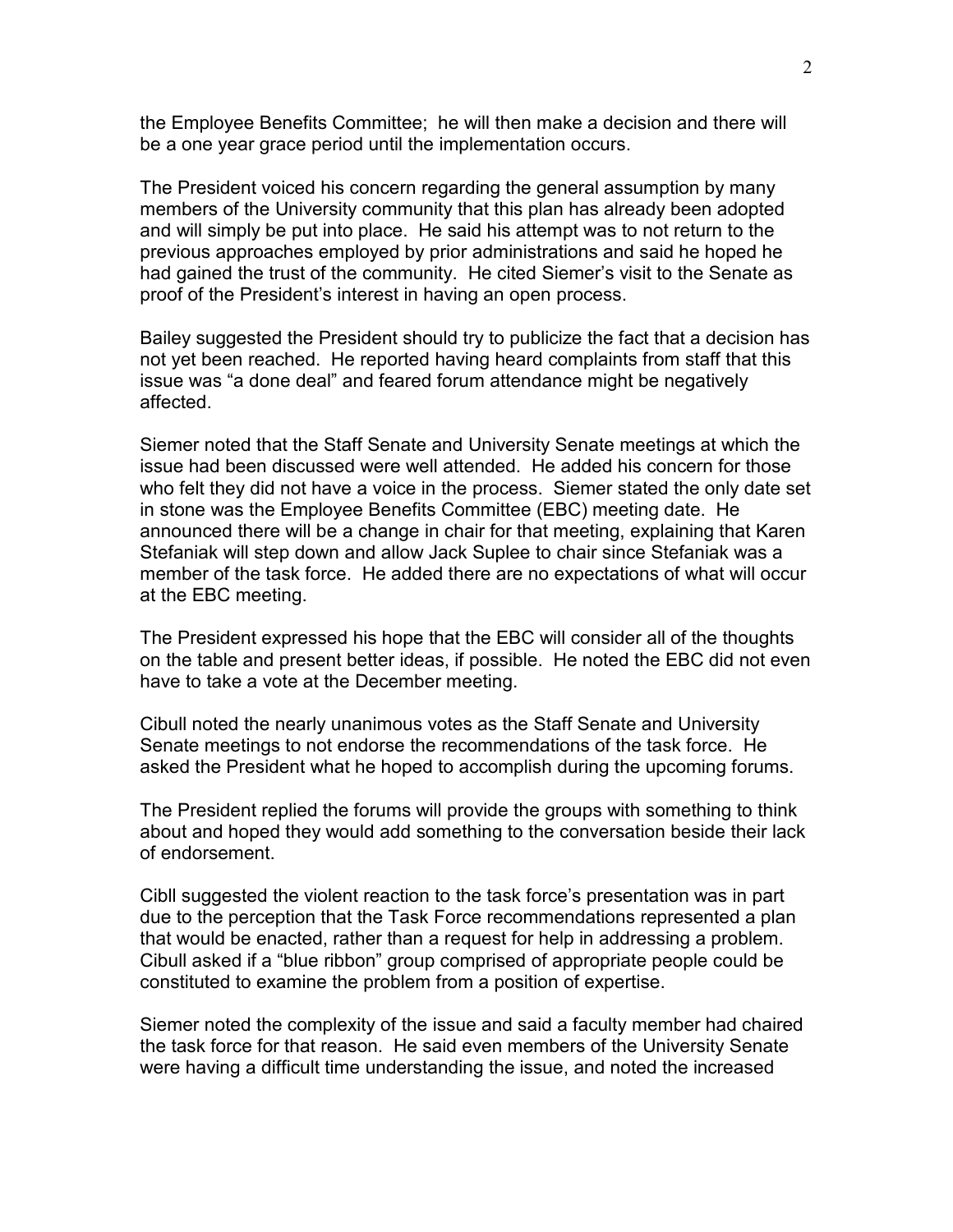the Employee Benefits Committee;  he will then make a decision and there will be a one year grace period until the implementation occurs.

The President voiced his concern regarding the general assumption by many members of the University community that this plan has already been adopted and will simply be put into place.  He said his attempt was to not return to the previous approaches employed by prior administrations and said he hoped he had gained the trust of the community.  He cited Siemer's visit to the Senate as proof of the President's interest in having an open process.

Bailey suggested the President should try to publicize the fact that a decision has not yet been reached.  He reported having heard complaints from staff that this issue was "a done deal" and feared forum attendance might be negatively affected.

Siemer noted that the Staff Senate and University Senate meetings at which the issue had been discussed were well attended.  He added his concern for those who felt they did not have a voice in the process.  Siemer stated the only date set in stone was the Employee Benefits Committee (EBC) meeting date.  He announced there will be a change in chair for that meeting, explaining that Karen Stefaniak will step down and allow Jack Suplee to chair since Stefaniak was a member of the task force.  He added there are no expectations of what will occur at the EBC meeting.

The President expressed his hope that the EBC will consider all of the thoughts on the table and present better ideas, if possible.  He noted the EBC did not even have to take a vote at the December meeting.

Cibull noted the nearly unanimous votes as the Staff Senate and University Senate meetings to not endorse the recommendations of the task force.  He asked the President what he hoped to accomplish during the upcoming forums.

The President replied the forums will provide the groups with something to think about and hoped they would add something to the conversation beside their lack of endorsement.

Cibll suggested the violent reaction to the task force's presentation was in part due to the perception that the Task Force recommendations represented a plan that would be enacted, rather than a request for help in addressing a problem.  Cibull asked if a "blue ribbon" group comprised of appropriate people could be constituted to examine the problem from a position of expertise.

Siemer noted the complexity of the issue and said a faculty member had chaired the task force for that reason.  He said even members of the University Senate were having a difficult time understanding the issue, and noted the increased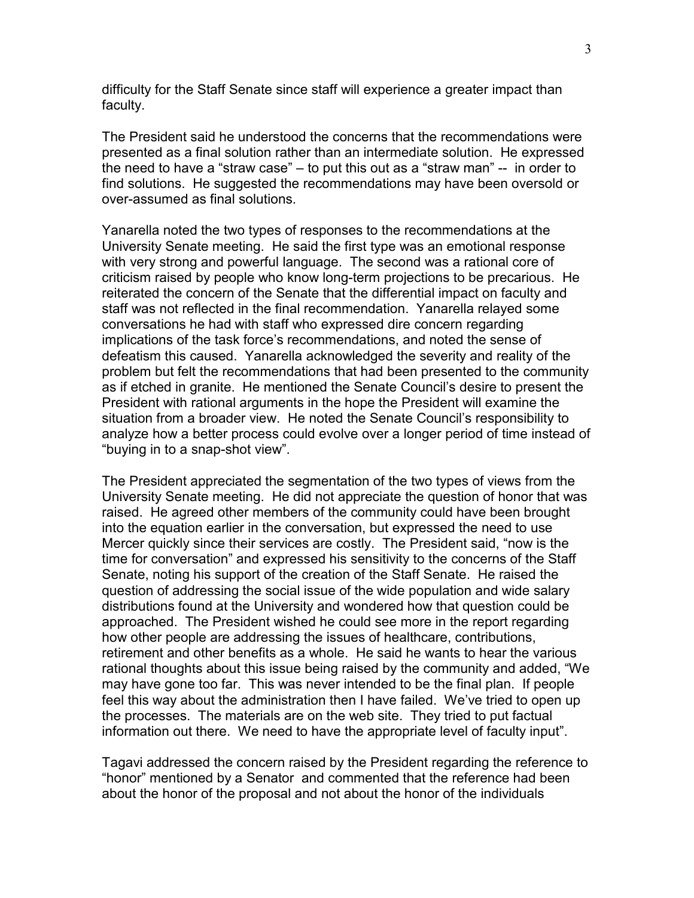difficulty for the Staff Senate since staff will experience a greater impact than faculty.

The President said he understood the concerns that the recommendations were presented as a final solution rather than an intermediate solution. He expressed the need to have a "straw case" – to put this out as a "straw man" -- in order to find solutions. He suggested the recommendations may have been oversold or over-assumed as final solutions.

Yanarella noted the two types of responses to the recommendations at the University Senate meeting. He said the first type was an emotional response with very strong and powerful language. The second was a rational core of criticism raised by people who know long-term projections to be precarious. He reiterated the concern of the Senate that the differential impact on faculty and staff was not reflected in the final recommendation. Yanarella relayed some conversations he had with staff who expressed dire concern regarding implications of the task force's recommendations, and noted the sense of defeatism this caused. Yanarella acknowledged the severity and reality of the problem but felt the recommendations that had been presented to the community as if etched in granite. He mentioned the Senate Council's desire to present the President with rational arguments in the hope the President will examine the situation from a broader view. He noted the Senate Council's responsibility to analyze how a better process could evolve over a longer period of time instead of "buying in to a snap-shot view".

The President appreciated the segmentation of the two types of views from the University Senate meeting. He did not appreciate the question of honor that was raised. He agreed other members of the community could have been brought into the equation earlier in the conversation, but expressed the need to use Mercer quickly since their services are costly. The President said, "now is the time for conversation" and expressed his sensitivity to the concerns of the Staff Senate, noting his support of the creation of the Staff Senate. He raised the question of addressing the social issue of the wide population and wide salary distributions found at the University and wondered how that question could be approached. The President wished he could see more in the report regarding how other people are addressing the issues of healthcare, contributions, retirement and other benefits as a whole. He said he wants to hear the various rational thoughts about this issue being raised by the community and added, "We may have gone too far. This was never intended to be the final plan. If people feel this way about the administration then I have failed. We've tried to open up the processes. The materials are on the web site. They tried to put factual information out there. We need to have the appropriate level of faculty input".

Tagavi addressed the concern raised by the President regarding the reference to "honor" mentioned by a Senator and commented that the reference had been about the honor of the proposal and not about the honor of the individuals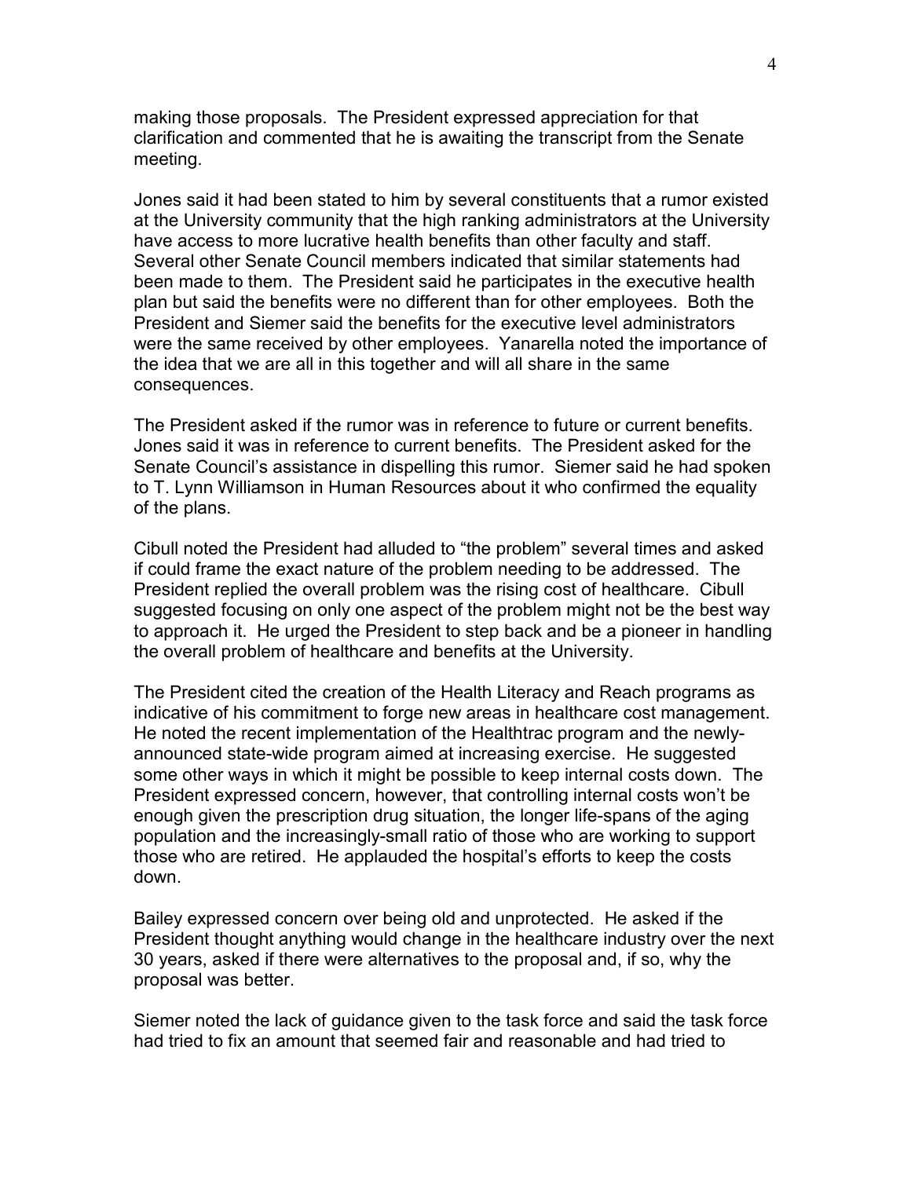making those proposals. The President expressed appreciation for that clarification and commented that he is awaiting the transcript from the Senate meeting.

Jones said it had been stated to him by several constituents that a rumor existed at the University community that the high ranking administrators at the University have access to more lucrative health benefits than other faculty and staff. Several other Senate Council members indicated that similar statements had been made to them. The President said he participates in the executive health plan but said the benefits were no different than for other employees. Both the President and Siemer said the benefits for the executive level administrators were the same received by other employees. Yanarella noted the importance of the idea that we are all in this together and will all share in the same consequences.

The President asked if the rumor was in reference to future or current benefits. Jones said it was in reference to current benefits. The President asked for the Senate Council's assistance in dispelling this rumor. Siemer said he had spoken to T. Lynn Williamson in Human Resources about it who confirmed the equality of the plans.

Cibull noted the President had alluded to "the problem" several times and asked if could frame the exact nature of the problem needing to be addressed. The President replied the overall problem was the rising cost of healthcare. Cibull suggested focusing on only one aspect of the problem might not be the best way to approach it. He urged the President to step back and be a pioneer in handling the overall problem of healthcare and benefits at the University.

The President cited the creation of the Health Literacy and Reach programs as indicative of his commitment to forge new areas in healthcare cost management. He noted the recent implementation of the Healthtrac program and the newly-announced state-wide program aimed at increasing exercise. He suggested some other ways in which it might be possible to keep internal costs down. The President expressed concern, however, that controlling internal costs won't be enough given the prescription drug situation, the longer life-spans of the aging population and the increasingly-small ratio of those who are working to support those who are retired. He applauded the hospital's efforts to keep the costs down.

Bailey expressed concern over being old and unprotected. He asked if the President thought anything would change in the healthcare industry over the next 30 years, asked if there were alternatives to the proposal and, if so, why the proposal was better.

Siemer noted the lack of guidance given to the task force and said the task force had tried to fix an amount that seemed fair and reasonable and had tried to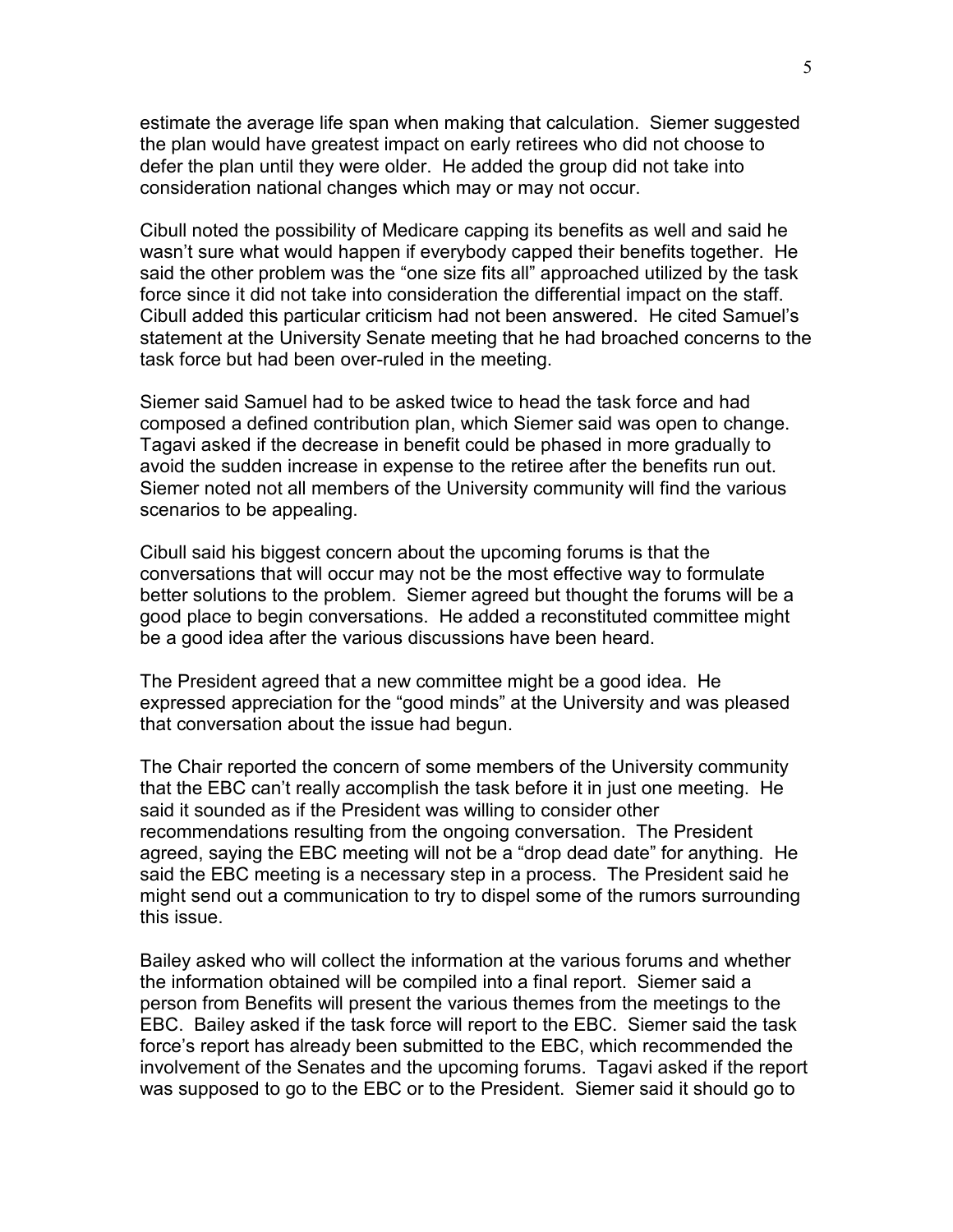estimate the average life span when making that calculation. Siemer suggested the plan would have greatest impact on early retirees who did not choose to defer the plan until they were older. He added the group did not take into consideration national changes which may or may not occur.

Cibull noted the possibility of Medicare capping its benefits as well and said he wasn't sure what would happen if everybody capped their benefits together. He said the other problem was the "one size fits all" approached utilized by the task force since it did not take into consideration the differential impact on the staff. Cibull added this particular criticism had not been answered. He cited Samuel's statement at the University Senate meeting that he had broached concerns to the task force but had been over-ruled in the meeting.

Siemer said Samuel had to be asked twice to head the task force and had composed a defined contribution plan, which Siemer said was open to change. Tagavi asked if the decrease in benefit could be phased in more gradually to avoid the sudden increase in expense to the retiree after the benefits run out. Siemer noted not all members of the University community will find the various scenarios to be appealing.

Cibull said his biggest concern about the upcoming forums is that the conversations that will occur may not be the most effective way to formulate better solutions to the problem. Siemer agreed but thought the forums will be a good place to begin conversations. He added a reconstituted committee might be a good idea after the various discussions have been heard.

The President agreed that a new committee might be a good idea. He expressed appreciation for the "good minds" at the University and was pleased that conversation about the issue had begun.

The Chair reported the concern of some members of the University community that the EBC can't really accomplish the task before it in just one meeting. He said it sounded as if the President was willing to consider other recommendations resulting from the ongoing conversation. The President agreed, saying the EBC meeting will not be a "drop dead date" for anything. He said the EBC meeting is a necessary step in a process. The President said he might send out a communication to try to dispel some of the rumors surrounding this issue.

Bailey asked who will collect the information at the various forums and whether the information obtained will be compiled into a final report. Siemer said a person from Benefits will present the various themes from the meetings to the EBC. Bailey asked if the task force will report to the EBC. Siemer said the task force's report has already been submitted to the EBC, which recommended the involvement of the Senates and the upcoming forums. Tagavi asked if the report was supposed to go to the EBC or to the President. Siemer said it should go to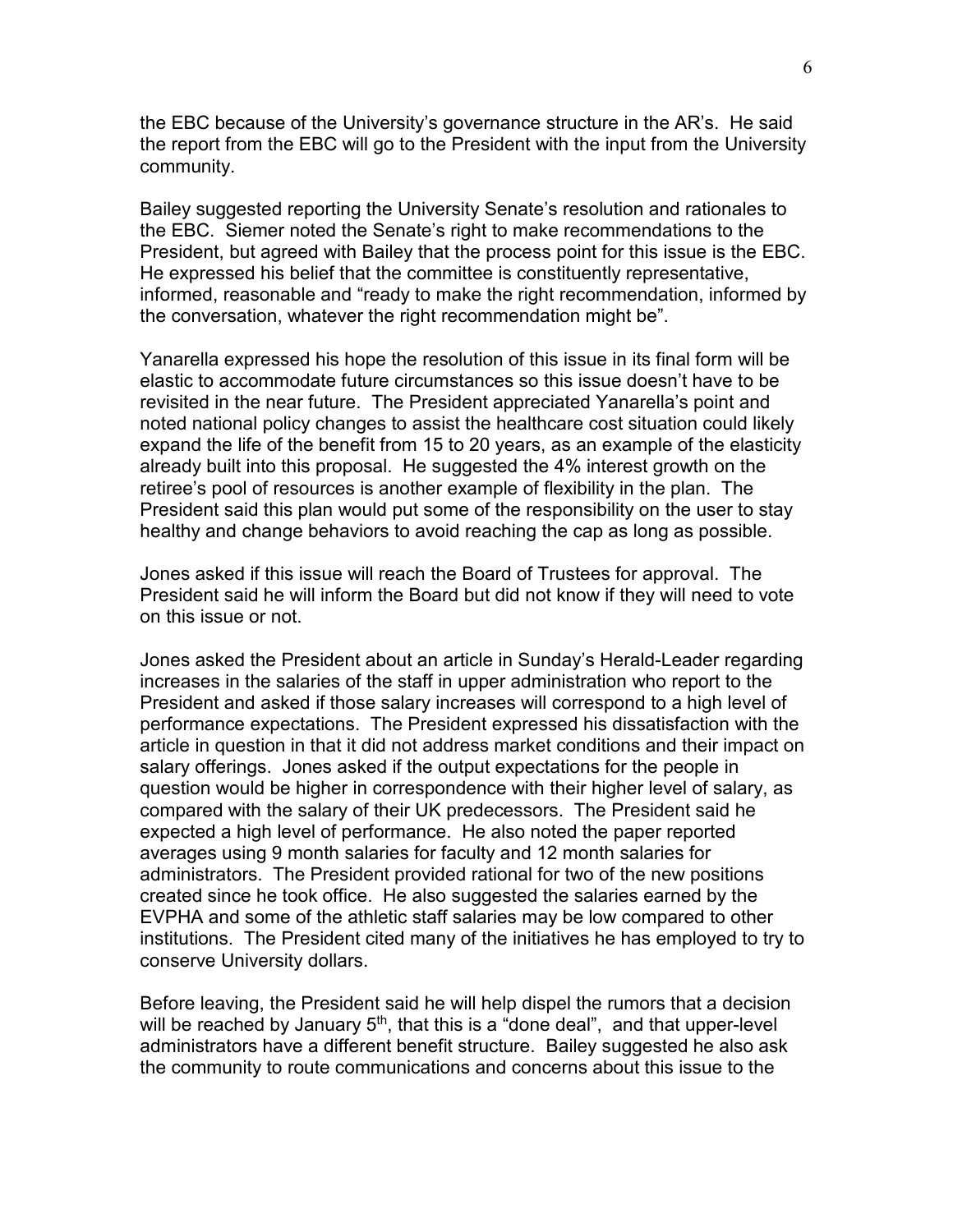the EBC because of the University's governance structure in the AR's. He said the report from the EBC will go to the President with the input from the University community.

Bailey suggested reporting the University Senate's resolution and rationales to the EBC. Siemer noted the Senate's right to make recommendations to the President, but agreed with Bailey that the process point for this issue is the EBC. He expressed his belief that the committee is constituently representative, informed, reasonable and "ready to make the right recommendation, informed by the conversation, whatever the right recommendation might be".

Yanarella expressed his hope the resolution of this issue in its final form will be elastic to accommodate future circumstances so this issue doesn't have to be revisited in the near future. The President appreciated Yanarella's point and noted national policy changes to assist the healthcare cost situation could likely expand the life of the benefit from 15 to 20 years, as an example of the elasticity already built into this proposal. He suggested the 4% interest growth on the retiree's pool of resources is another example of flexibility in the plan. The President said this plan would put some of the responsibility on the user to stay healthy and change behaviors to avoid reaching the cap as long as possible.

Jones asked if this issue will reach the Board of Trustees for approval. The President said he will inform the Board but did not know if they will need to vote on this issue or not.

Jones asked the President about an article in Sunday's Herald-Leader regarding increases in the salaries of the staff in upper administration who report to the President and asked if those salary increases will correspond to a high level of performance expectations. The President expressed his dissatisfaction with the article in question in that it did not address market conditions and their impact on salary offerings. Jones asked if the output expectations for the people in question would be higher in correspondence with their higher level of salary, as compared with the salary of their UK predecessors. The President said he expected a high level of performance. He also noted the paper reported averages using 9 month salaries for faculty and 12 month salaries for administrators. The President provided rational for two of the new positions created since he took office. He also suggested the salaries earned by the EVPHA and some of the athletic staff salaries may be low compared to other institutions. The President cited many of the initiatives he has employed to try to conserve University dollars.

Before leaving, the President said he will help dispel the rumors that a decision will be reached by January 5th, that this is a "done deal", and that upper-level administrators have a different benefit structure. Bailey suggested he also ask the community to route communications and concerns about this issue to the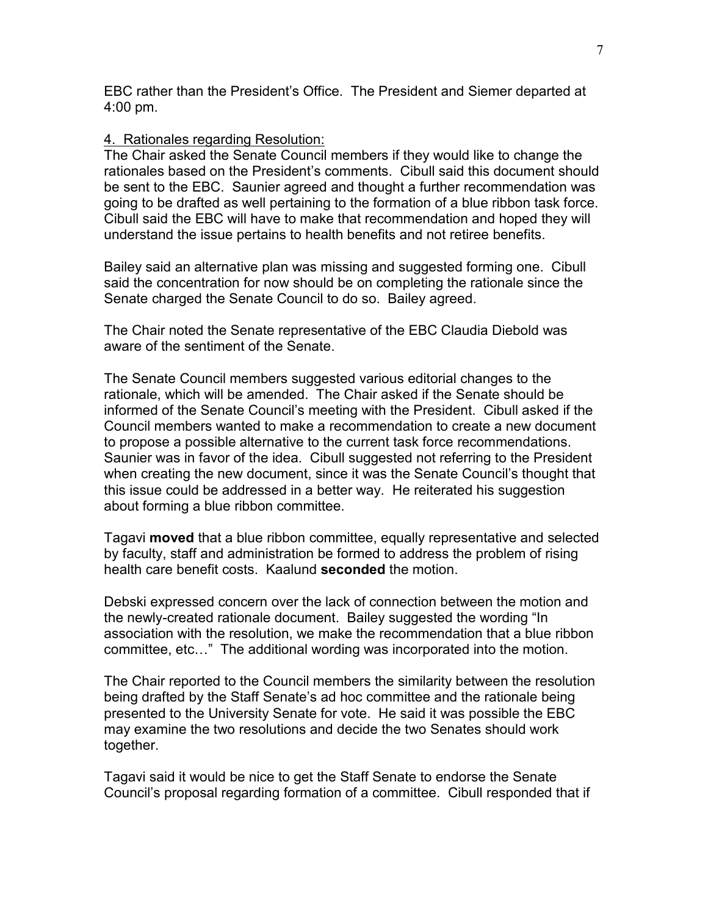EBC rather than the President's Office. The President and Siemer departed at 4:00 pm.

4. Rationales regarding Resolution:

The Chair asked the Senate Council members if they would like to change the rationales based on the President's comments. Cibull said this document should be sent to the EBC. Saunier agreed and thought a further recommendation was going to be drafted as well pertaining to the formation of a blue ribbon task force. Cibull said the EBC will have to make that recommendation and hoped they will understand the issue pertains to health benefits and not retiree benefits.

Bailey said an alternative plan was missing and suggested forming one. Cibull said the concentration for now should be on completing the rationale since the Senate charged the Senate Council to do so. Bailey agreed.

The Chair noted the Senate representative of the EBC Claudia Diebold was aware of the sentiment of the Senate.

The Senate Council members suggested various editorial changes to the rationale, which will be amended. The Chair asked if the Senate should be informed of the Senate Council's meeting with the President. Cibull asked if the Council members wanted to make a recommendation to create a new document to propose a possible alternative to the current task force recommendations. Saunier was in favor of the idea. Cibull suggested not referring to the President when creating the new document, since it was the Senate Council's thought that this issue could be addressed in a better way. He reiterated his suggestion about forming a blue ribbon committee.

Tagavi **moved** that a blue ribbon committee, equally representative and selected by faculty, staff and administration be formed to address the problem of rising health care benefit costs. Kaalund **seconded** the motion.

Debski expressed concern over the lack of connection between the motion and the newly-created rationale document. Bailey suggested the wording "In association with the resolution, we make the recommendation that a blue ribbon committee, etc…" The additional wording was incorporated into the motion.

The Chair reported to the Council members the similarity between the resolution being drafted by the Staff Senate's ad hoc committee and the rationale being presented to the University Senate for vote. He said it was possible the EBC may examine the two resolutions and decide the two Senates should work together.

Tagavi said it would be nice to get the Staff Senate to endorse the Senate Council's proposal regarding formation of a committee. Cibull responded that if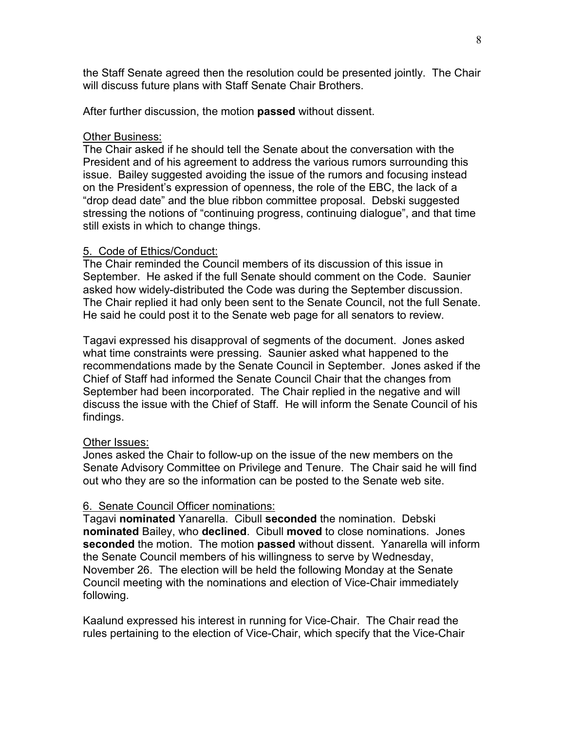the Staff Senate agreed then the resolution could be presented jointly. The Chair will discuss future plans with Staff Senate Chair Brothers.

After further discussion, the motion **passed** without dissent.

Other Business:

The Chair asked if he should tell the Senate about the conversation with the President and of his agreement to address the various rumors surrounding this issue. Bailey suggested avoiding the issue of the rumors and focusing instead on the President's expression of openness, the role of the EBC, the lack of a "drop dead date" and the blue ribbon committee proposal. Debski suggested stressing the notions of "continuing progress, continuing dialogue", and that time still exists in which to change things.

5. Code of Ethics/Conduct:

The Chair reminded the Council members of its discussion of this issue in September. He asked if the full Senate should comment on the Code. Saunier asked how widely-distributed the Code was during the September discussion. The Chair replied it had only been sent to the Senate Council, not the full Senate. He said he could post it to the Senate web page for all senators to review.

Tagavi expressed his disapproval of segments of the document. Jones asked what time constraints were pressing. Saunier asked what happened to the recommendations made by the Senate Council in September. Jones asked if the Chief of Staff had informed the Senate Council Chair that the changes from September had been incorporated. The Chair replied in the negative and will discuss the issue with the Chief of Staff. He will inform the Senate Council of his findings.

Other Issues:

Jones asked the Chair to follow-up on the issue of the new members on the Senate Advisory Committee on Privilege and Tenure. The Chair said he will find out who they are so the information can be posted to the Senate web site.

6. Senate Council Officer nominations:

Tagavi **nominated** Yanarella. Cibull **seconded** the nomination. Debski **nominated** Bailey, who **declined**. Cibull **moved** to close nominations. Jones **seconded** the motion. The motion **passed** without dissent. Yanarella will inform the Senate Council members of his willingness to serve by Wednesday, November 26. The election will be held the following Monday at the Senate Council meeting with the nominations and election of Vice-Chair immediately following.

Kaalund expressed his interest in running for Vice-Chair. The Chair read the rules pertaining to the election of Vice-Chair, which specify that the Vice-Chair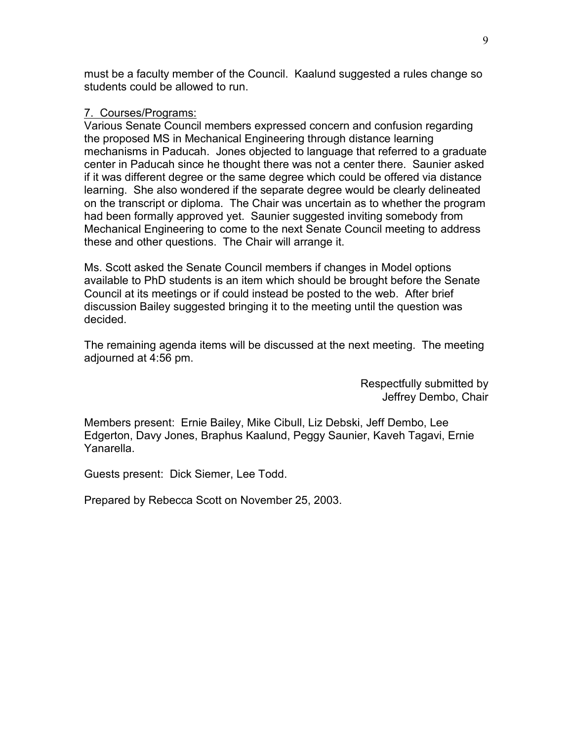must be a faculty member of the Council. Kaalund suggested a rules change so students could be allowed to run.

7. Courses/Programs:

Various Senate Council members expressed concern and confusion regarding the proposed MS in Mechanical Engineering through distance learning mechanisms in Paducah. Jones objected to language that referred to a graduate center in Paducah since he thought there was not a center there. Saunier asked if it was different degree or the same degree which could be offered via distance learning. She also wondered if the separate degree would be clearly delineated on the transcript or diploma. The Chair was uncertain as to whether the program had been formally approved yet. Saunier suggested inviting somebody from Mechanical Engineering to come to the next Senate Council meeting to address these and other questions. The Chair will arrange it.

Ms. Scott asked the Senate Council members if changes in Model options available to PhD students is an item which should be brought before the Senate Council at its meetings or if could instead be posted to the web. After brief discussion Bailey suggested bringing it to the meeting until the question was decided.

The remaining agenda items will be discussed at the next meeting. The meeting adjourned at 4:56 pm.

Respectfully submitted by
Jeffrey Dembo, Chair

Members present: Ernie Bailey, Mike Cibull, Liz Debski, Jeff Dembo, Lee Edgerton, Davy Jones, Braphus Kaalund, Peggy Saunier, Kaveh Tagavi, Ernie Yanarella.

Guests present: Dick Siemer, Lee Todd.

Prepared by Rebecca Scott on November 25, 2003.